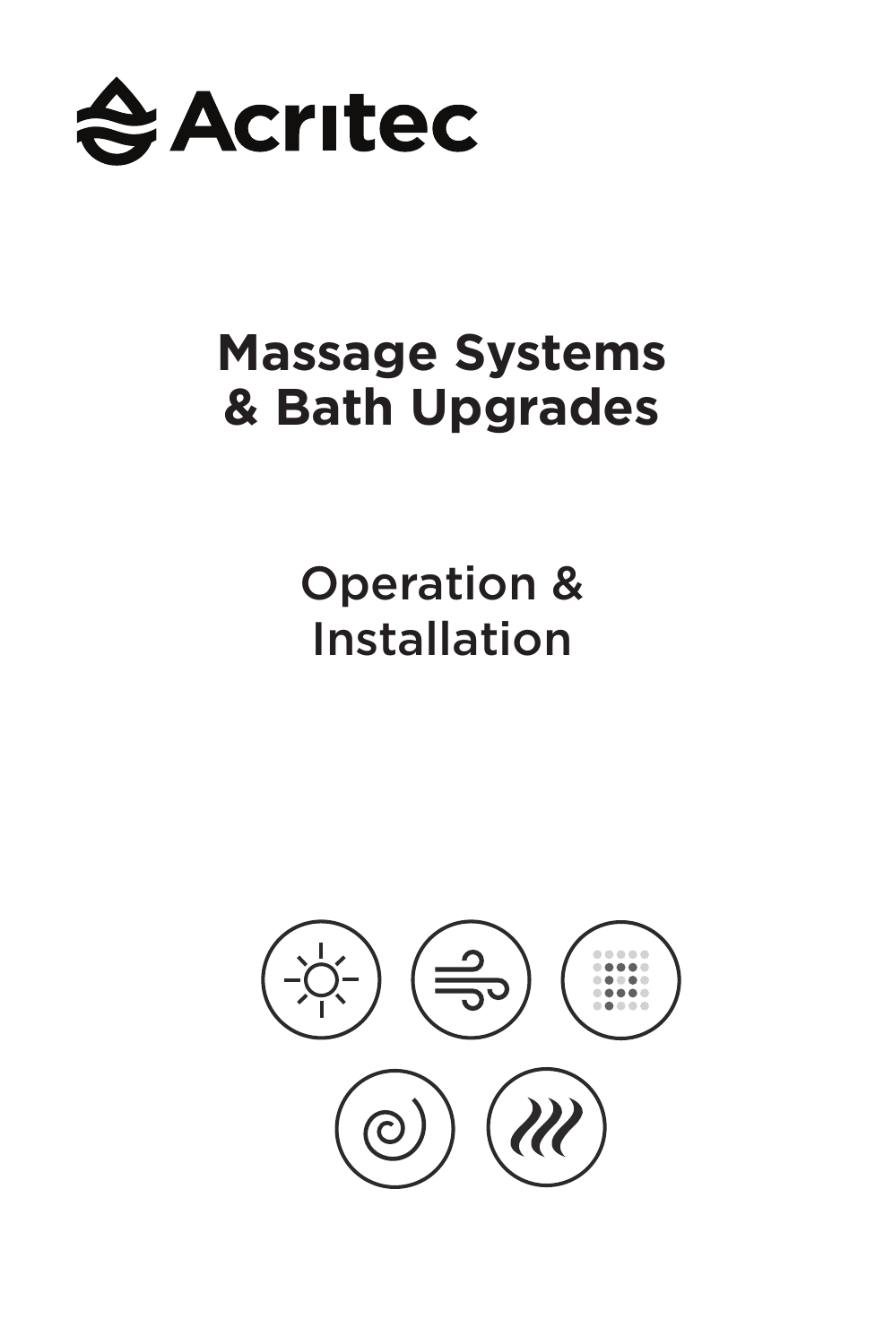Acritec

# Massage Systems & Bath Upgrades

## Operation & Installation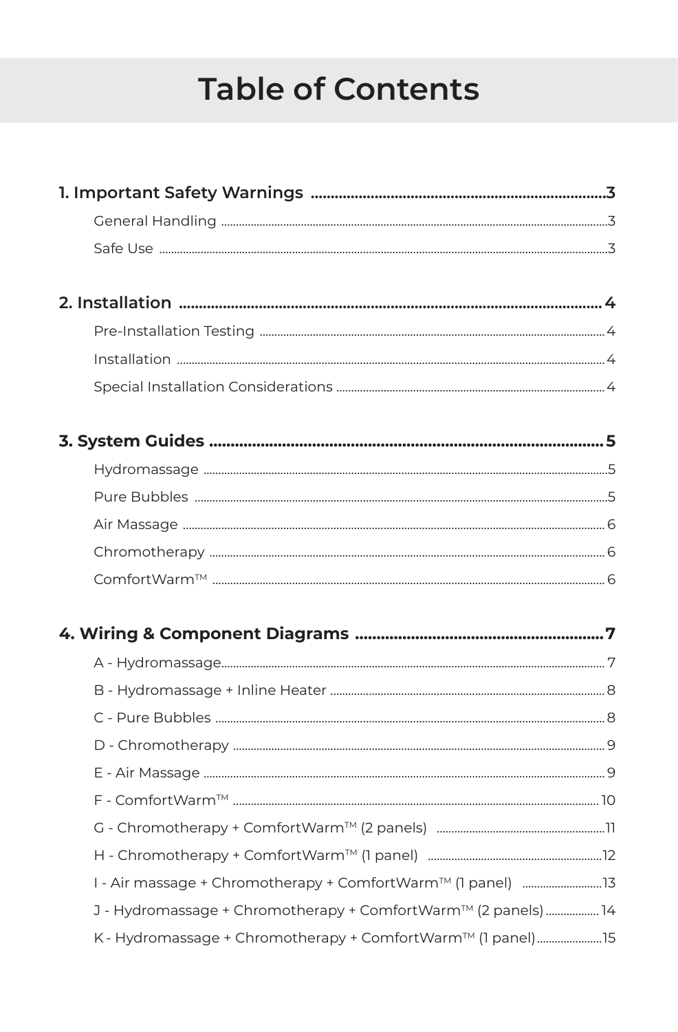# Table of Contents

**1. Important Safety Warnings .......................................................................3**

General Handling ........................................................................................3

Safe Use .........................................................................................................3

**2. Installation ......................................................................................................4**

Pre-Installation Testing .............................................................................4

Installation ....................................................................................................4

Special Installation Considerations .....................................................4

**3. System Guides ...............................................................................................5**

Hydromassage .............................................................................................5

Pure Bubbles .................................................................................................5

Air Massage ..................................................................................................6

Chromotherapy ...........................................................................................6

ComfortWarm™ ..........................................................................................6

**4. Wiring & Component Diagrams ...........................................................7**

A - Hydromassage.........................................................................................7

B - Hydromassage + Inline Heater .........................................................8

C - Pure Bubbles ............................................................................................8

D - Chromotherapy .......................................................................................9

E - Air Massage ...............................................................................................9

F - ComfortWarm™ .......................................................................................10

G - Chromotherapy + ComfortWarm™ (2 panels) ...............................11

H - Chromotherapy + ComfortWarm™ (1 panel) .................................12

I - Air massage + Chromotherapy + ComfortWarm™ (1 panel) ............13

J - Hydromassage + Chromotherapy + ComfortWarm™ (2 panels) ..........14

K - Hydromassage + Chromotherapy + ComfortWarm™ (1 panel)............15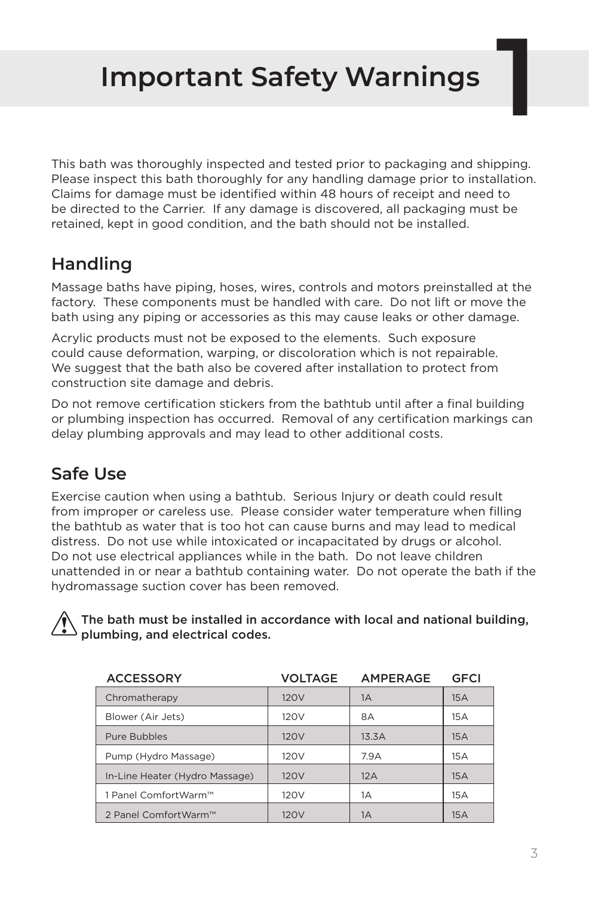# Important Safety Warnings

This bath was thoroughly inspected and tested prior to packaging and shipping. Please inspect this bath thoroughly for any handling damage prior to installation. Claims for damage must be identified within 48 hours of receipt and need to be directed to the Carrier. If any damage is discovered, all packaging must be retained, kept in good condition, and the bath should not be installed.

## Handling

Massage baths have piping, hoses, wires, controls and motors preinstalled at the factory. These components must be handled with care. Do not lift or move the bath using any piping or accessories as this may cause leaks or other damage.

Acrylic products must not be exposed to the elements. Such exposure could cause deformation, warping, or discoloration which is not repairable. We suggest that the bath also be covered after installation to protect from construction site damage and debris.

Do not remove certification stickers from the bathtub until after a final building or plumbing inspection has occurred. Removal of any certification markings can delay plumbing approvals and may lead to other additional costs.

## Safe Use

Exercise caution when using a bathtub. Serious Injury or death could result from improper or careless use. Please consider water temperature when filling the bathtub as water that is too hot can cause burns and may lead to medical distress. Do not use while intoxicated or incapacitated by drugs or alcohol. Do not use electrical appliances while in the bath. Do not leave children unattended in or near a bathtub containing water. Do not operate the bath if the hydromassage suction cover has been removed.

⚠ **The bath must be installed in accordance with local and national building, plumbing, and electrical codes.**

| ACCESSORY | VOLTAGE | AMPERAGE | GFCI |
|---|---|---|---|
| Chromatherapy | 120V | 1A | 15A |
| Blower (Air Jets) | 120V | 8A | 15A |
| Pure Bubbles | 120V | 13.3A | 15A |
| Pump (Hydro Massage) | 120V | 7.9A | 15A |
| In-Line Heater (Hydro Massage) | 120V | 12A | 15A |
| 1 Panel ComfortWarm™ | 120V | 1A | 15A |
| 2 Panel ComfortWarm™ | 120V | 1A | 15A |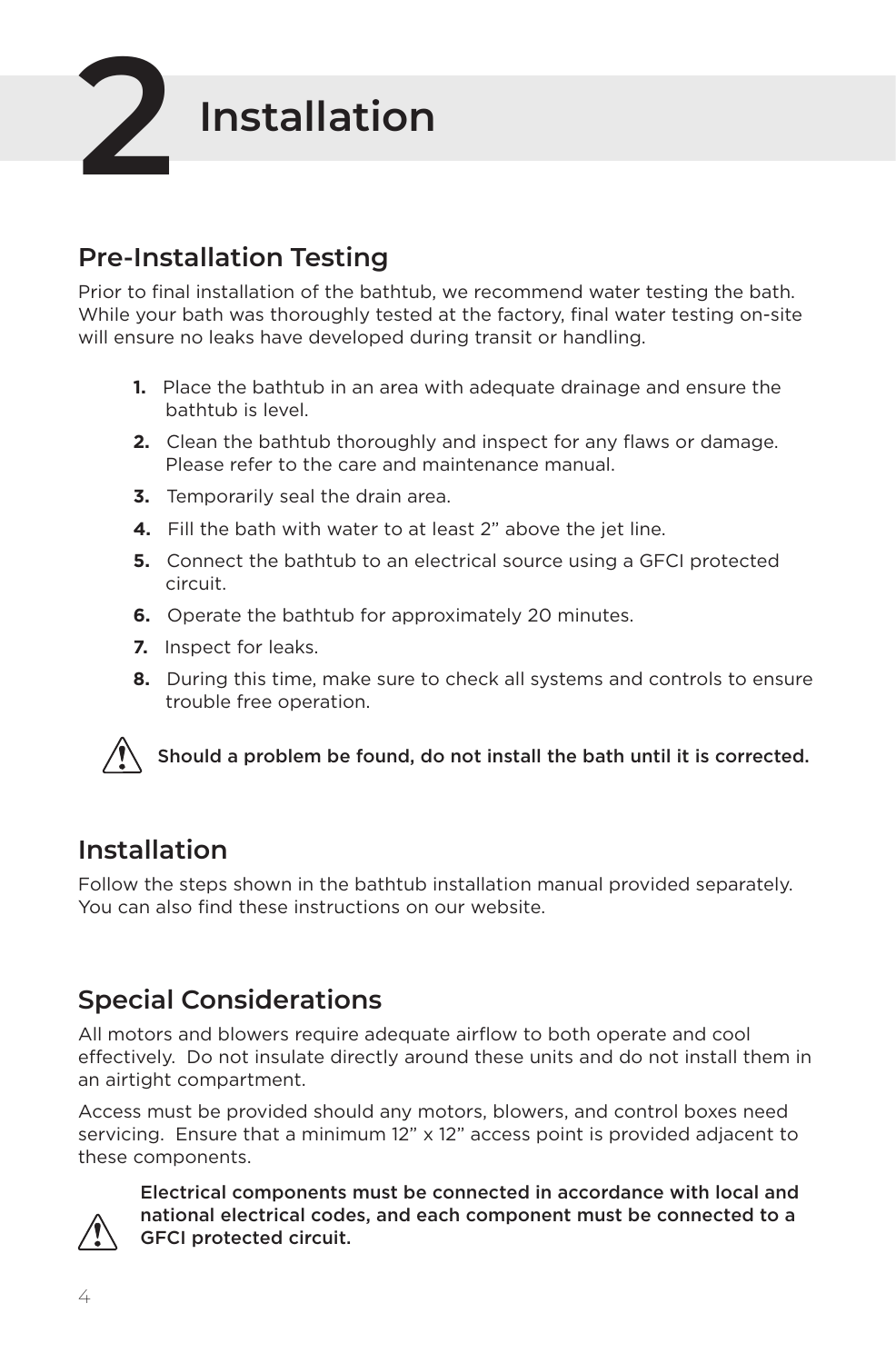# 2 Installation

## Pre-Installation Testing

Prior to final installation of the bathtub, we recommend water testing the bath. While your bath was thoroughly tested at the factory, final water testing on-site will ensure no leaks have developed during transit or handling.

1. Place the bathtub in an area with adequate drainage and ensure the bathtub is level.
2. Clean the bathtub thoroughly and inspect for any flaws or damage. Please refer to the care and maintenance manual.
3. Temporarily seal the drain area.
4. Fill the bath with water to at least 2" above the jet line.
5. Connect the bathtub to an electrical source using a GFCI protected circuit.
6. Operate the bathtub for approximately 20 minutes.
7. Inspect for leaks.
8. During this time, make sure to check all systems and controls to ensure trouble free operation.

⚠ **Should a problem be found, do not install the bath until it is corrected.**

## Installation

Follow the steps shown in the bathtub installation manual provided separately. You can also find these instructions on our website.

## Special Considerations

All motors and blowers require adequate airflow to both operate and cool effectively. Do not insulate directly around these units and do not install them in an airtight compartment.

Access must be provided should any motors, blowers, and control boxes need servicing. Ensure that a minimum 12" x 12" access point is provided adjacent to these components.

⚠ **Electrical components must be connected in accordance with local and national electrical codes, and each component must be connected to a GFCI protected circuit.**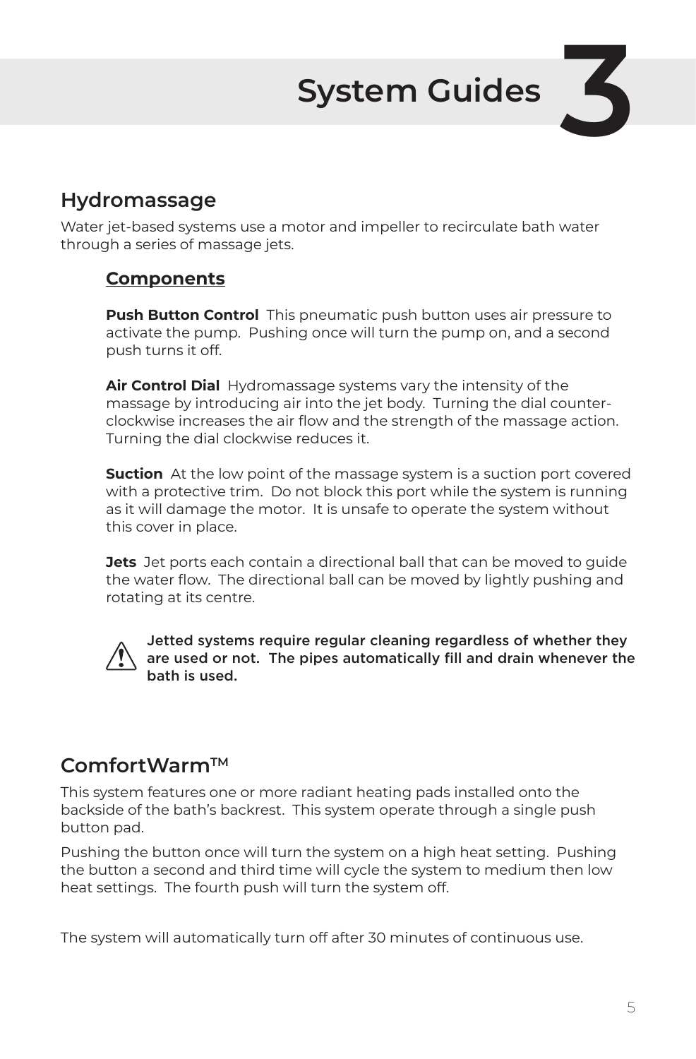# System Guides 3

## Hydromassage

Water jet-based systems use a motor and impeller to recirculate bath water through a series of massage jets.

### Components

**Push Button Control** This pneumatic push button uses air pressure to activate the pump. Pushing once will turn the pump on, and a second push turns it off.

**Air Control Dial** Hydromassage systems vary the intensity of the massage by introducing air into the jet body. Turning the dial counter-clockwise increases the air flow and the strength of the massage action. Turning the dial clockwise reduces it.

**Suction** At the low point of the massage system is a suction port covered with a protective trim. Do not block this port while the system is running as it will damage the motor. It is unsafe to operate the system without this cover in place.

**Jets** Jet ports each contain a directional ball that can be moved to guide the water flow. The directional ball can be moved by lightly pushing and rotating at its centre.

⚠ **Jetted systems require regular cleaning regardless of whether they are used or not. The pipes automatically fill and drain whenever the bath is used.**

## ComfortWarm™

This system features one or more radiant heating pads installed onto the backside of the bath's backrest. This system operate through a single push button pad.

Pushing the button once will turn the system on a high heat setting. Pushing the button a second and third time will cycle the system to medium then low heat settings. The fourth push will turn the system off.

The system will automatically turn off after 30 minutes of continuous use.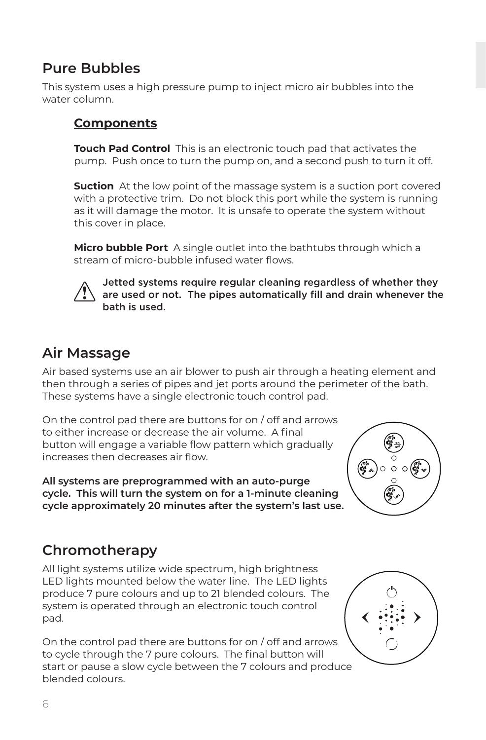## Pure Bubbles

This system uses a high pressure pump to inject micro air bubbles into the water column.

### Components

**Touch Pad Control** This is an electronic touch pad that activates the pump. Push once to turn the pump on, and a second push to turn it off.

**Suction** At the low point of the massage system is a suction port covered with a protective trim. Do not block this port while the system is running as it will damage the motor. It is unsafe to operate the system without this cover in place.

**Micro bubble Port** A single outlet into the bathtubs through which a stream of micro-bubble infused water flows.

**Jetted systems require regular cleaning regardless of whether they are used or not. The pipes automatically fill and drain whenever the bath is used.**

## Air Massage

Air based systems use an air blower to push air through a heating element and then through a series of pipes and jet ports around the perimeter of the bath. These systems have a single electronic touch control pad.

On the control pad there are buttons for on / off and arrows to either increase or decrease the air volume. A final button will engage a variable flow pattern which gradually increases then decreases air flow.

**All systems are preprogrammed with an auto-purge cycle. This will turn the system on for a 1-minute cleaning cycle approximately 20 minutes after the system's last use.**

## Chromotherapy

All light systems utilize wide spectrum, high brightness LED lights mounted below the water line. The LED lights produce 7 pure colours and up to 21 blended colours. The system is operated through an electronic touch control pad.

On the control pad there are buttons for on / off and arrows to cycle through the 7 pure colours. The final button will start or pause a slow cycle between the 7 colours and produce blended colours.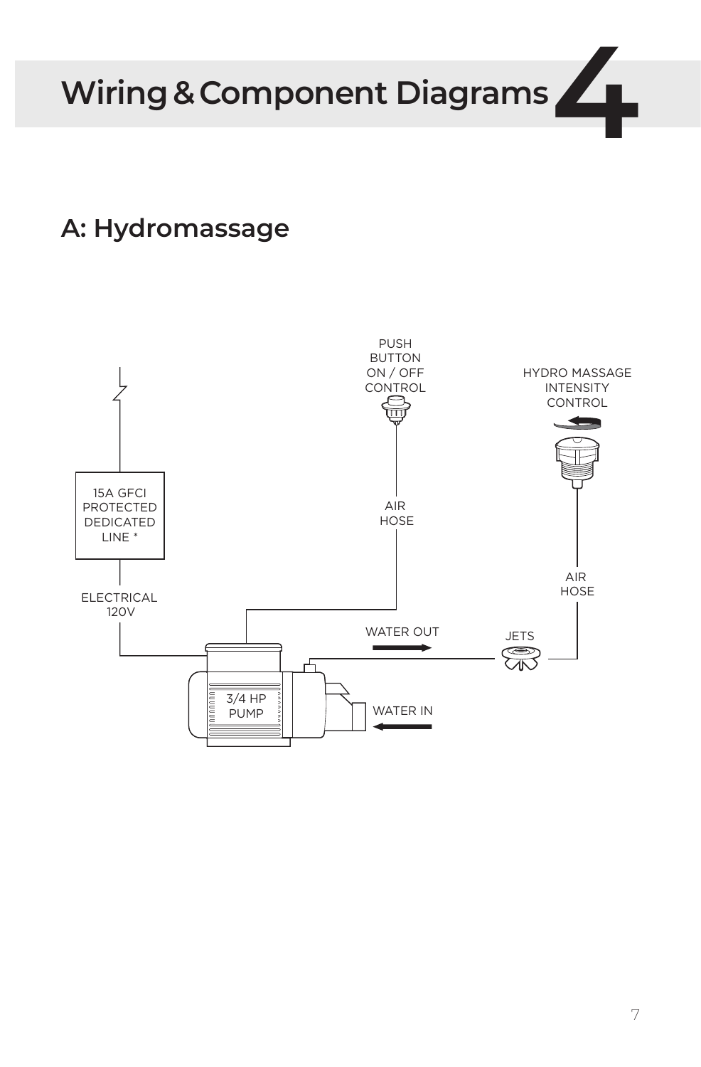# Wiring & Component Diagrams 4

## A: Hydromassage

PUSH BUTTON ON / OFF CONTROL

HYDRO MASSAGE INTENSITY CONTROL

15A GFCI PROTECTED DEDICATED LINE *

AIR HOSE

AIR HOSE

ELECTRICAL 120V

WATER OUT

JETS

3/4 HP PUMP

WATER IN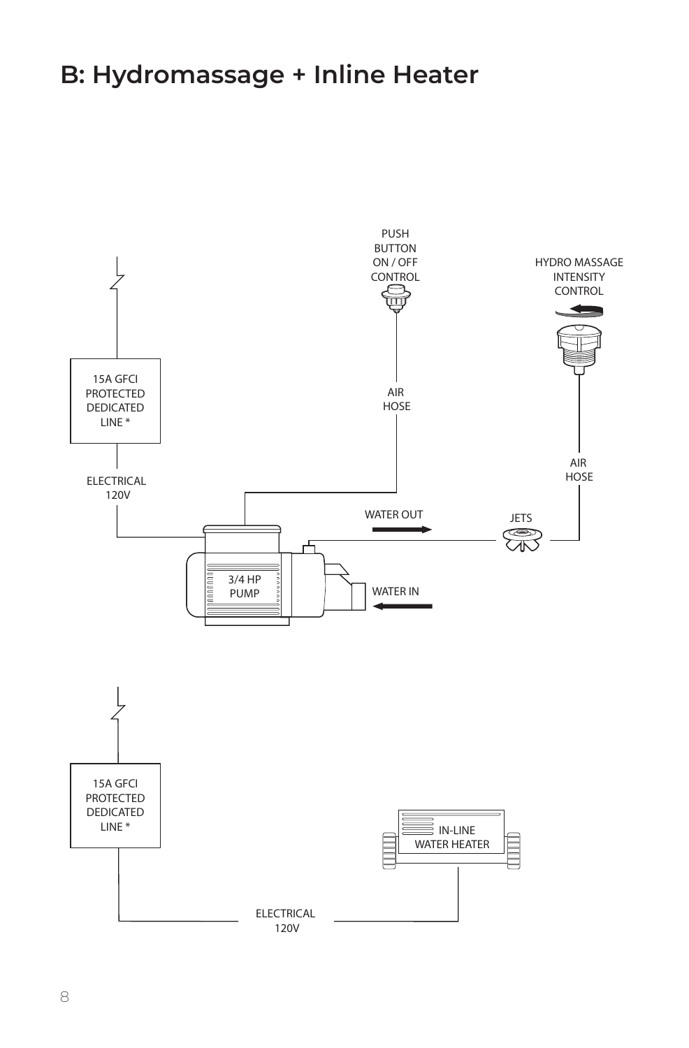# B: Hydromassage + Inline Heater

PUSH BUTTON ON / OFF CONTROL

HYDRO MASSAGE INTENSITY CONTROL

15A GFCI PROTECTED DEDICATED LINE *

AIR HOSE

AIR HOSE

ELECTRICAL 120V

WATER OUT

JETS

3/4 HP PUMP

WATER IN

15A GFCI PROTECTED DEDICATED LINE *

IN-LINE WATER HEATER

ELECTRICAL 120V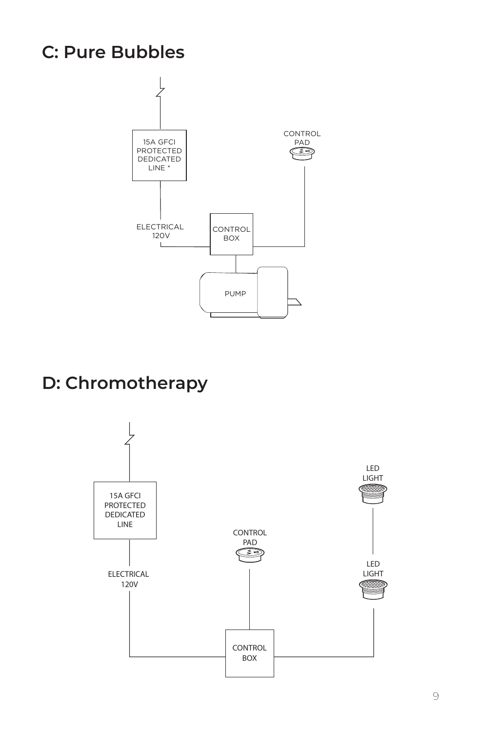## C: Pure Bubbles

15A GFCI PROTECTED DEDICATED LINE *

CONTROL PAD

ELECTRICAL 120V

CONTROL BOX

PUMP

## D: Chromotherapy

15A GFCI PROTECTED DEDICATED LINE

LED LIGHT

CONTROL PAD

LED LIGHT

ELECTRICAL 120V

CONTROL BOX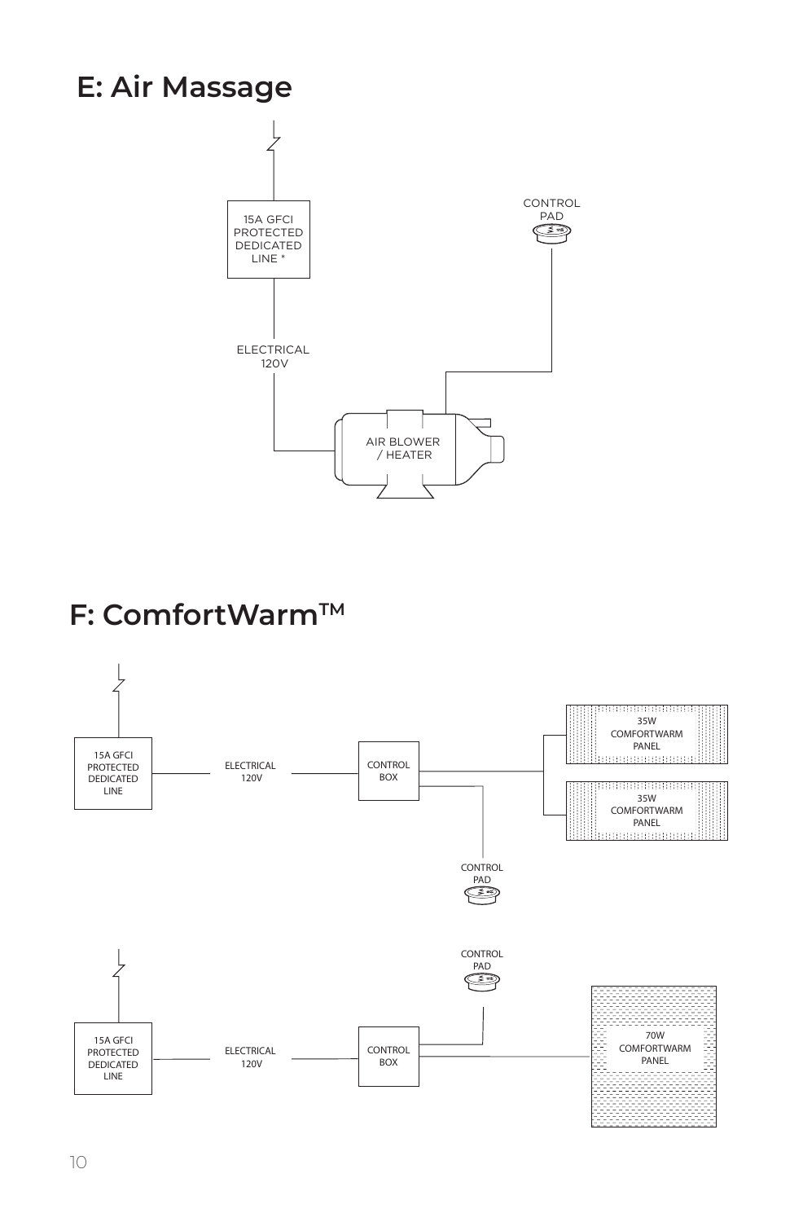## E: Air Massage

15A GFCI PROTECTED DEDICATED LINE *

ELECTRICAL 120V

AIR BLOWER / HEATER

CONTROL PAD

## F: ComfortWarm™

15A GFCI PROTECTED DEDICATED LINE

ELECTRICAL 120V

CONTROL BOX

35W COMFORTWARM PANEL

35W COMFORTWARM PANEL

CONTROL PAD

15A GFCI PROTECTED DEDICATED LINE

ELECTRICAL 120V

CONTROL BOX

CONTROL PAD

70W COMFORTWARM PANEL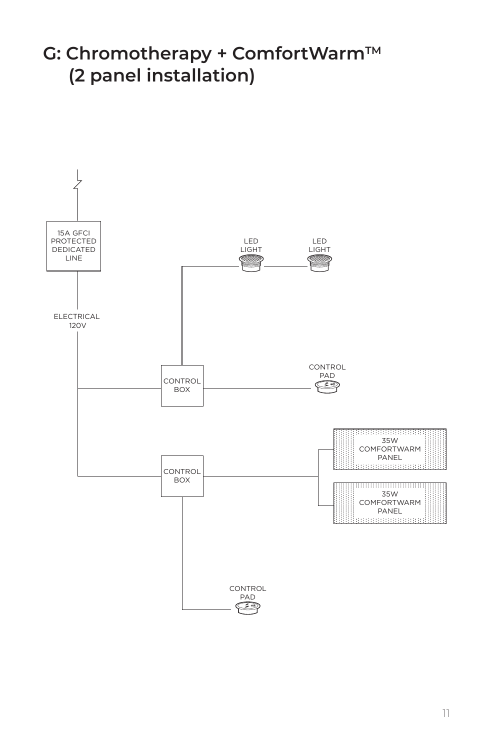# G: Chromotherapy + ComfortWarm™ (2 panel installation)

15A GFCI PROTECTED DEDICATED LINE

ELECTRICAL 120V

LED LIGHT

LED LIGHT

CONTROL BOX

CONTROL PAD

35W COMFORTWARM PANEL

35W COMFORTWARM PANEL

CONTROL BOX

CONTROL PAD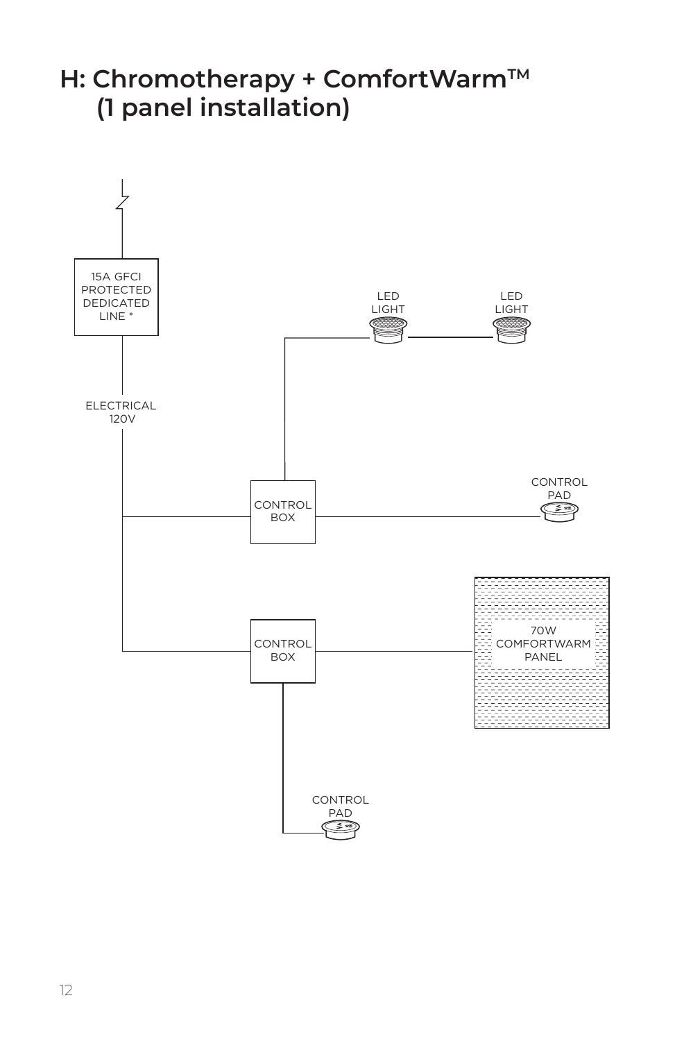# H: Chromotherapy + ComfortWarm™ (1 panel installation)

15A GFCI PROTECTED DEDICATED LINE *

ELECTRICAL 120V

CONTROL BOX

LED LIGHT

LED LIGHT

CONTROL PAD

CONTROL BOX

70W COMFORTWARM PANEL

CONTROL PAD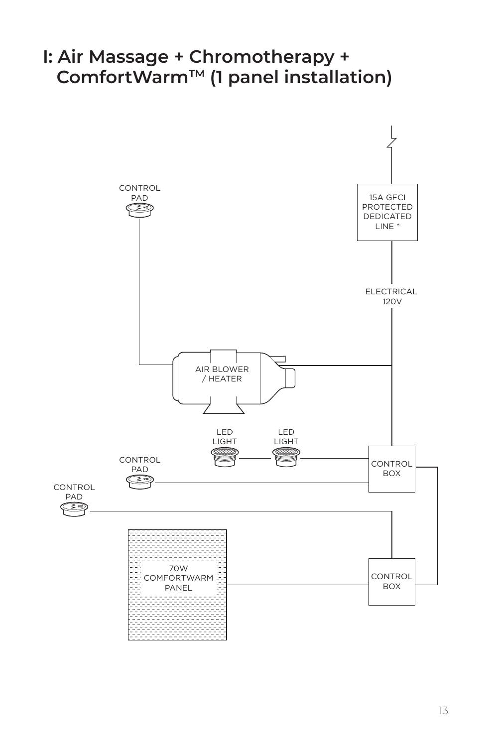# I: Air Massage + Chromotherapy + ComfortWarm™ (1 panel installation)

CONTROL PAD

15A GFCI PROTECTED DEDICATED LINE *

ELECTRICAL 120V

AIR BLOWER / HEATER

LED LIGHT

LED LIGHT

CONTROL PAD

CONTROL BOX

CONTROL PAD

70W COMFORTWARM PANEL

CONTROL BOX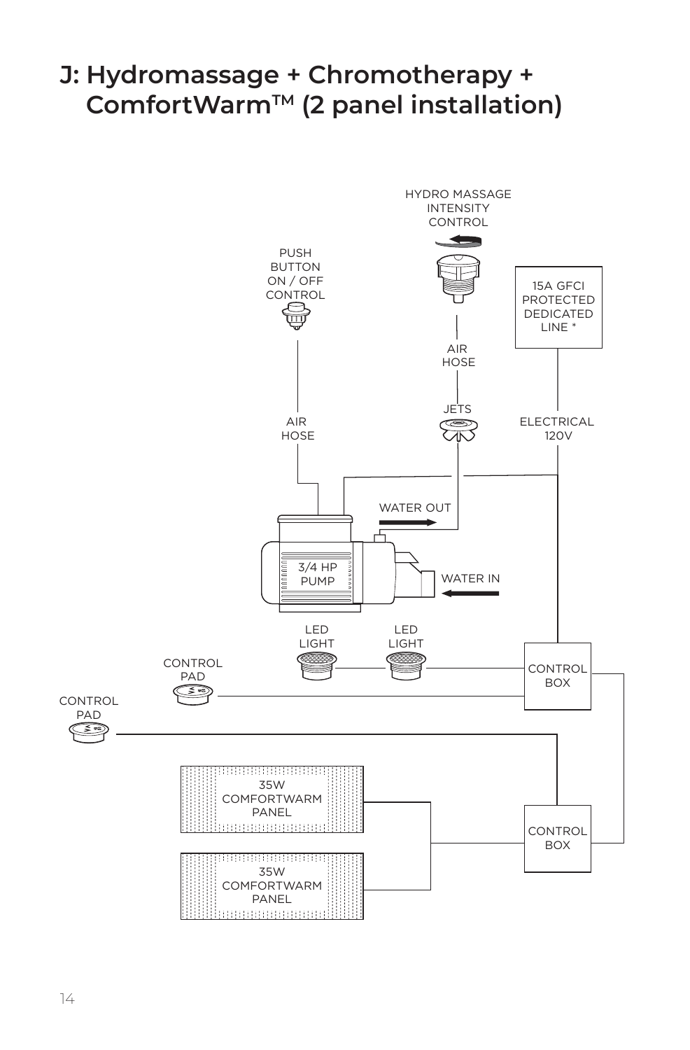# J: Hydromassage + Chromotherapy + ComfortWarm™ (2 panel installation)

HYDRO MASSAGE INTENSITY CONTROL

PUSH BUTTON ON / OFF CONTROL

15A GFCI PROTECTED DEDICATED LINE *

AIR HOSE

JETS

AIR HOSE

ELECTRICAL 120V

WATER OUT

3/4 HP PUMP

WATER IN

LED LIGHT

LED LIGHT

CONTROL PAD

CONTROL BOX

CONTROL PAD

35W COMFORTWARM PANEL

CONTROL BOX

35W COMFORTWARM PANEL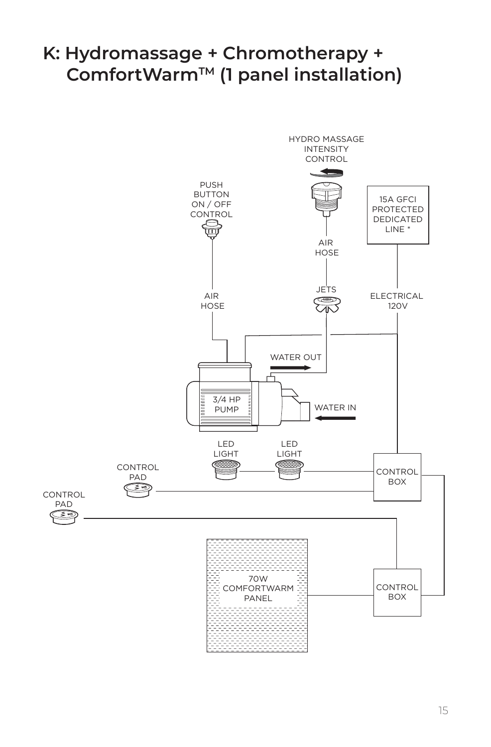# K: Hydromassage + Chromotherapy + ComfortWarm™ (1 panel installation)

HYDRO MASSAGE INTENSITY CONTROL

PUSH BUTTON ON / OFF CONTROL

15A GFCI PROTECTED DEDICATED LINE *

AIR HOSE

AIR HOSE

JETS

ELECTRICAL 120V

WATER OUT

3/4 HP PUMP

WATER IN

LED LIGHT

LED LIGHT

CONTROL PAD

CONTROL BOX

CONTROL PAD

70W COMFORTWARM PANEL

CONTROL BOX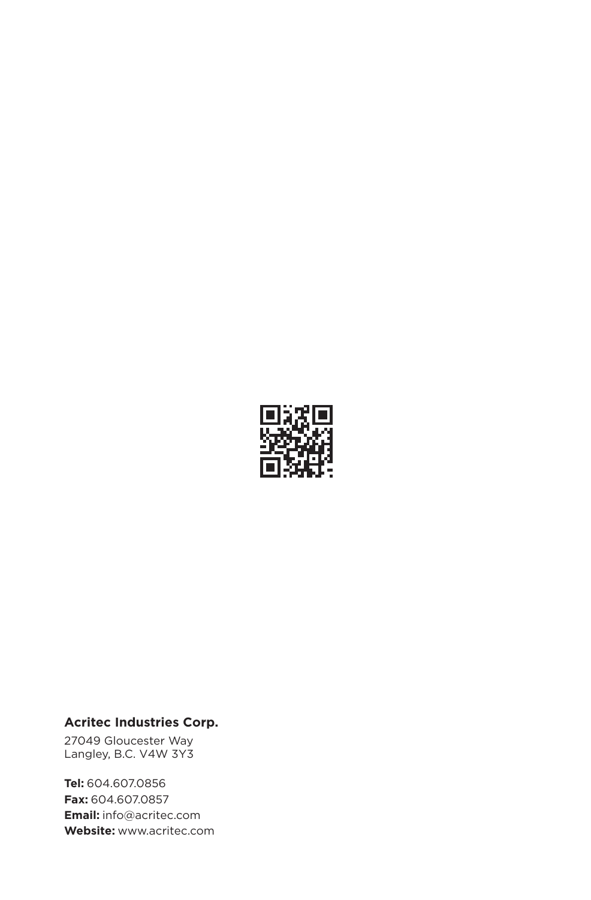**Acritec Industries Corp.**

27049 Gloucester Way
Langley, B.C. V4W 3Y3

**Tel:** 604.607.0856
**Fax:** 604.607.0857
**Email:** info@acritec.com
**Website:** www.acritec.com